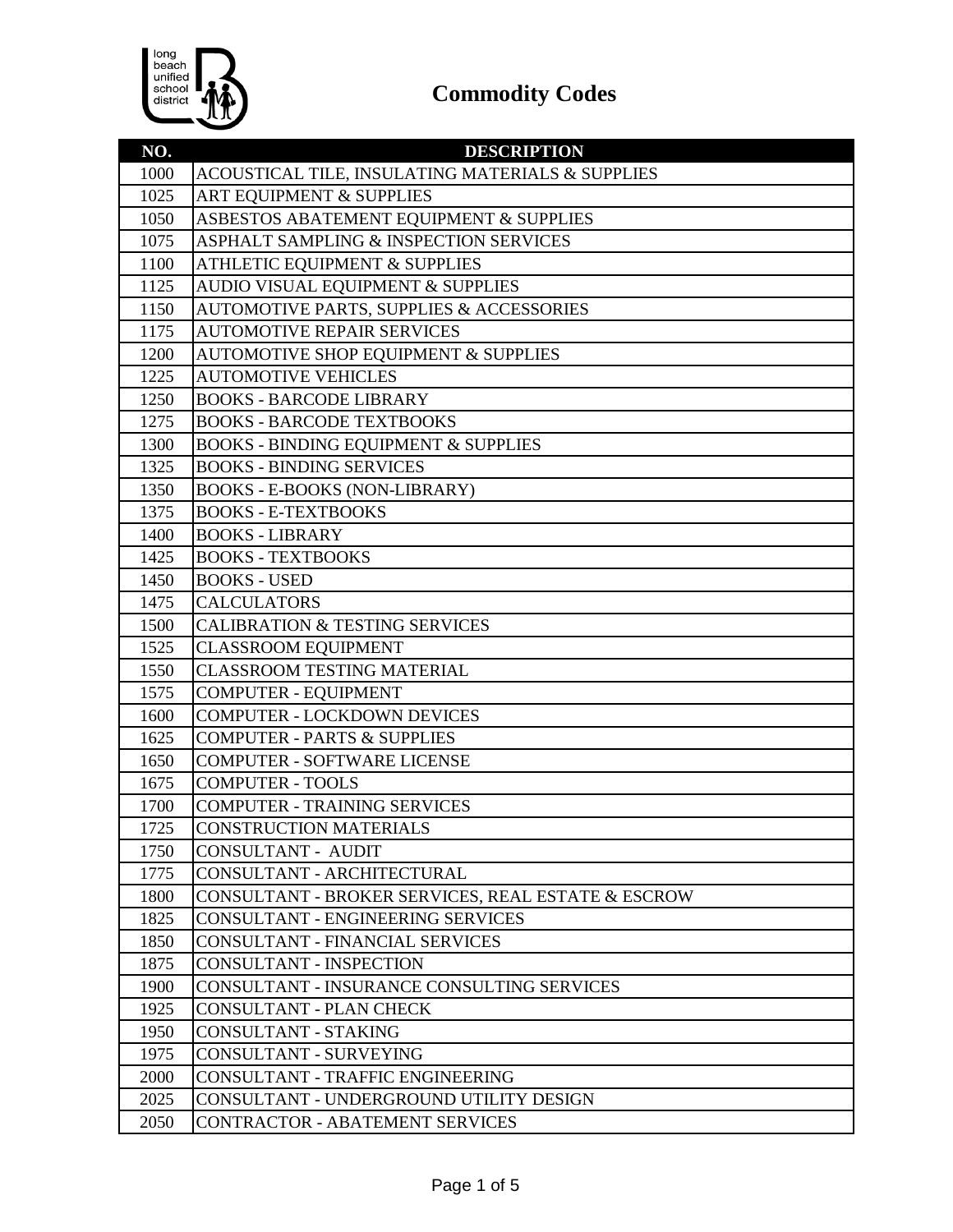# Commodity Codes

| NO. | DESCRIPTION |
| --- | --- |
| 1000 | ACOUSTICAL TILE, INSULATING MATERIALS & SUPPLIES |
| 1025 | ART EQUIPMENT & SUPPLIES |
| 1050 | ASBESTOS ABATEMENT EQUIPMENT & SUPPLIES |
| 1075 | ASPHALT SAMPLING & INSPECTION SERVICES |
| 1100 | ATHLETIC EQUIPMENT & SUPPLIES |
| 1125 | AUDIO VISUAL EQUIPMENT & SUPPLIES |
| 1150 | AUTOMOTIVE PARTS, SUPPLIES & ACCESSORIES |
| 1175 | AUTOMOTIVE REPAIR SERVICES |
| 1200 | AUTOMOTIVE SHOP EQUIPMENT & SUPPLIES |
| 1225 | AUTOMOTIVE VEHICLES |
| 1250 | BOOKS - BARCODE LIBRARY |
| 1275 | BOOKS - BARCODE TEXTBOOKS |
| 1300 | BOOKS - BINDING EQUIPMENT & SUPPLIES |
| 1325 | BOOKS - BINDING SERVICES |
| 1350 | BOOKS - E-BOOKS (NON-LIBRARY) |
| 1375 | BOOKS - E-TEXTBOOKS |
| 1400 | BOOKS - LIBRARY |
| 1425 | BOOKS - TEXTBOOKS |
| 1450 | BOOKS - USED |
| 1475 | CALCULATORS |
| 1500 | CALIBRATION & TESTING SERVICES |
| 1525 | CLASSROOM EQUIPMENT |
| 1550 | CLASSROOM TESTING MATERIAL |
| 1575 | COMPUTER - EQUIPMENT |
| 1600 | COMPUTER - LOCKDOWN DEVICES |
| 1625 | COMPUTER - PARTS & SUPPLIES |
| 1650 | COMPUTER - SOFTWARE LICENSE |
| 1675 | COMPUTER - TOOLS |
| 1700 | COMPUTER - TRAINING SERVICES |
| 1725 | CONSTRUCTION MATERIALS |
| 1750 | CONSULTANT - AUDIT |
| 1775 | CONSULTANT - ARCHITECTURAL |
| 1800 | CONSULTANT - BROKER SERVICES, REAL ESTATE & ESCROW |
| 1825 | CONSULTANT - ENGINEERING SERVICES |
| 1850 | CONSULTANT - FINANCIAL SERVICES |
| 1875 | CONSULTANT - INSPECTION |
| 1900 | CONSULTANT - INSURANCE CONSULTING SERVICES |
| 1925 | CONSULTANT - PLAN CHECK |
| 1950 | CONSULTANT - STAKING |
| 1975 | CONSULTANT - SURVEYING |
| 2000 | CONSULTANT - TRAFFIC ENGINEERING |
| 2025 | CONSULTANT - UNDERGROUND UTILITY DESIGN |
| 2050 | CONTRACTOR - ABATEMENT SERVICES |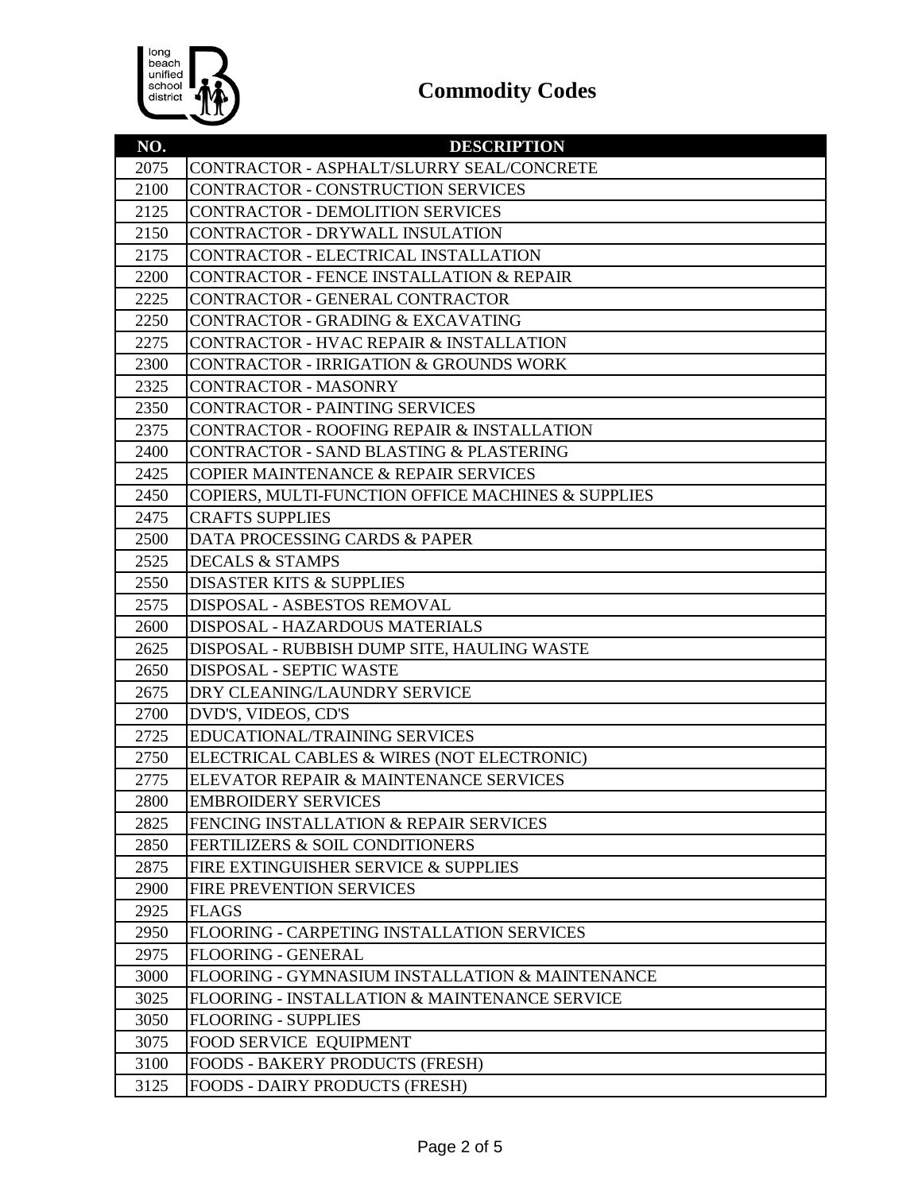# Commodity Codes

| NO. | DESCRIPTION |
|---|---|
| 2075 | CONTRACTOR - ASPHALT/SLURRY SEAL/CONCRETE |
| 2100 | CONTRACTOR - CONSTRUCTION SERVICES |
| 2125 | CONTRACTOR - DEMOLITION SERVICES |
| 2150 | CONTRACTOR - DRYWALL INSULATION |
| 2175 | CONTRACTOR - ELECTRICAL INSTALLATION |
| 2200 | CONTRACTOR - FENCE INSTALLATION & REPAIR |
| 2225 | CONTRACTOR - GENERAL CONTRACTOR |
| 2250 | CONTRACTOR - GRADING & EXCAVATING |
| 2275 | CONTRACTOR - HVAC REPAIR & INSTALLATION |
| 2300 | CONTRACTOR - IRRIGATION & GROUNDS WORK |
| 2325 | CONTRACTOR - MASONRY |
| 2350 | CONTRACTOR - PAINTING SERVICES |
| 2375 | CONTRACTOR - ROOFING REPAIR & INSTALLATION |
| 2400 | CONTRACTOR - SAND BLASTING & PLASTERING |
| 2425 | COPIER MAINTENANCE & REPAIR SERVICES |
| 2450 | COPIERS, MULTI-FUNCTION OFFICE MACHINES & SUPPLIES |
| 2475 | CRAFTS SUPPLIES |
| 2500 | DATA PROCESSING CARDS & PAPER |
| 2525 | DECALS & STAMPS |
| 2550 | DISASTER KITS & SUPPLIES |
| 2575 | DISPOSAL - ASBESTOS REMOVAL |
| 2600 | DISPOSAL - HAZARDOUS MATERIALS |
| 2625 | DISPOSAL - RUBBISH DUMP SITE, HAULING WASTE |
| 2650 | DISPOSAL - SEPTIC WASTE |
| 2675 | DRY CLEANING/LAUNDRY SERVICE |
| 2700 | DVD'S, VIDEOS, CD'S |
| 2725 | EDUCATIONAL/TRAINING SERVICES |
| 2750 | ELECTRICAL CABLES & WIRES (NOT ELECTRONIC) |
| 2775 | ELEVATOR REPAIR & MAINTENANCE SERVICES |
| 2800 | EMBROIDERY SERVICES |
| 2825 | FENCING INSTALLATION & REPAIR SERVICES |
| 2850 | FERTILIZERS & SOIL CONDITIONERS |
| 2875 | FIRE EXTINGUISHER SERVICE & SUPPLIES |
| 2900 | FIRE PREVENTION SERVICES |
| 2925 | FLAGS |
| 2950 | FLOORING - CARPETING INSTALLATION SERVICES |
| 2975 | FLOORING - GENERAL |
| 3000 | FLOORING - GYMNASIUM INSTALLATION & MAINTENANCE |
| 3025 | FLOORING - INSTALLATION & MAINTENANCE SERVICE |
| 3050 | FLOORING - SUPPLIES |
| 3075 | FOOD SERVICE EQUIPMENT |
| 3100 | FOODS - BAKERY PRODUCTS (FRESH) |
| 3125 | FOODS - DAIRY PRODUCTS (FRESH) |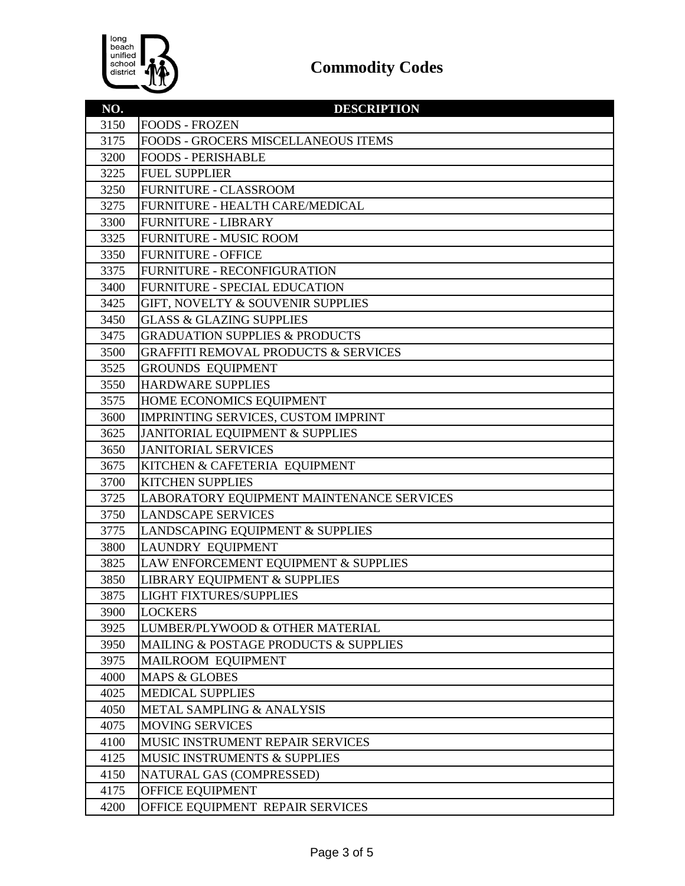# Commodity Codes

| NO. | DESCRIPTION |
|---|---|
| 3150 | FOODS - FROZEN |
| 3175 | FOODS - GROCERS MISCELLANEOUS ITEMS |
| 3200 | FOODS - PERISHABLE |
| 3225 | FUEL SUPPLIER |
| 3250 | FURNITURE - CLASSROOM |
| 3275 | FURNITURE - HEALTH CARE/MEDICAL |
| 3300 | FURNITURE - LIBRARY |
| 3325 | FURNITURE - MUSIC ROOM |
| 3350 | FURNITURE - OFFICE |
| 3375 | FURNITURE - RECONFIGURATION |
| 3400 | FURNITURE - SPECIAL EDUCATION |
| 3425 | GIFT, NOVELTY & SOUVENIR SUPPLIES |
| 3450 | GLASS & GLAZING SUPPLIES |
| 3475 | GRADUATION SUPPLIES & PRODUCTS |
| 3500 | GRAFFITI REMOVAL PRODUCTS & SERVICES |
| 3525 | GROUNDS EQUIPMENT |
| 3550 | HARDWARE SUPPLIES |
| 3575 | HOME ECONOMICS EQUIPMENT |
| 3600 | IMPRINTING SERVICES, CUSTOM IMPRINT |
| 3625 | JANITORIAL EQUIPMENT & SUPPLIES |
| 3650 | JANITORIAL SERVICES |
| 3675 | KITCHEN & CAFETERIA EQUIPMENT |
| 3700 | KITCHEN SUPPLIES |
| 3725 | LABORATORY EQUIPMENT MAINTENANCE SERVICES |
| 3750 | LANDSCAPE SERVICES |
| 3775 | LANDSCAPING EQUIPMENT & SUPPLIES |
| 3800 | LAUNDRY EQUIPMENT |
| 3825 | LAW ENFORCEMENT EQUIPMENT & SUPPLIES |
| 3850 | LIBRARY EQUIPMENT & SUPPLIES |
| 3875 | LIGHT FIXTURES/SUPPLIES |
| 3900 | LOCKERS |
| 3925 | LUMBER/PLYWOOD & OTHER MATERIAL |
| 3950 | MAILING & POSTAGE PRODUCTS & SUPPLIES |
| 3975 | MAILROOM EQUIPMENT |
| 4000 | MAPS & GLOBES |
| 4025 | MEDICAL SUPPLIES |
| 4050 | METAL SAMPLING & ANALYSIS |
| 4075 | MOVING SERVICES |
| 4100 | MUSIC INSTRUMENT REPAIR SERVICES |
| 4125 | MUSIC INSTRUMENTS & SUPPLIES |
| 4150 | NATURAL GAS (COMPRESSED) |
| 4175 | OFFICE EQUIPMENT |
| 4200 | OFFICE EQUIPMENT REPAIR SERVICES |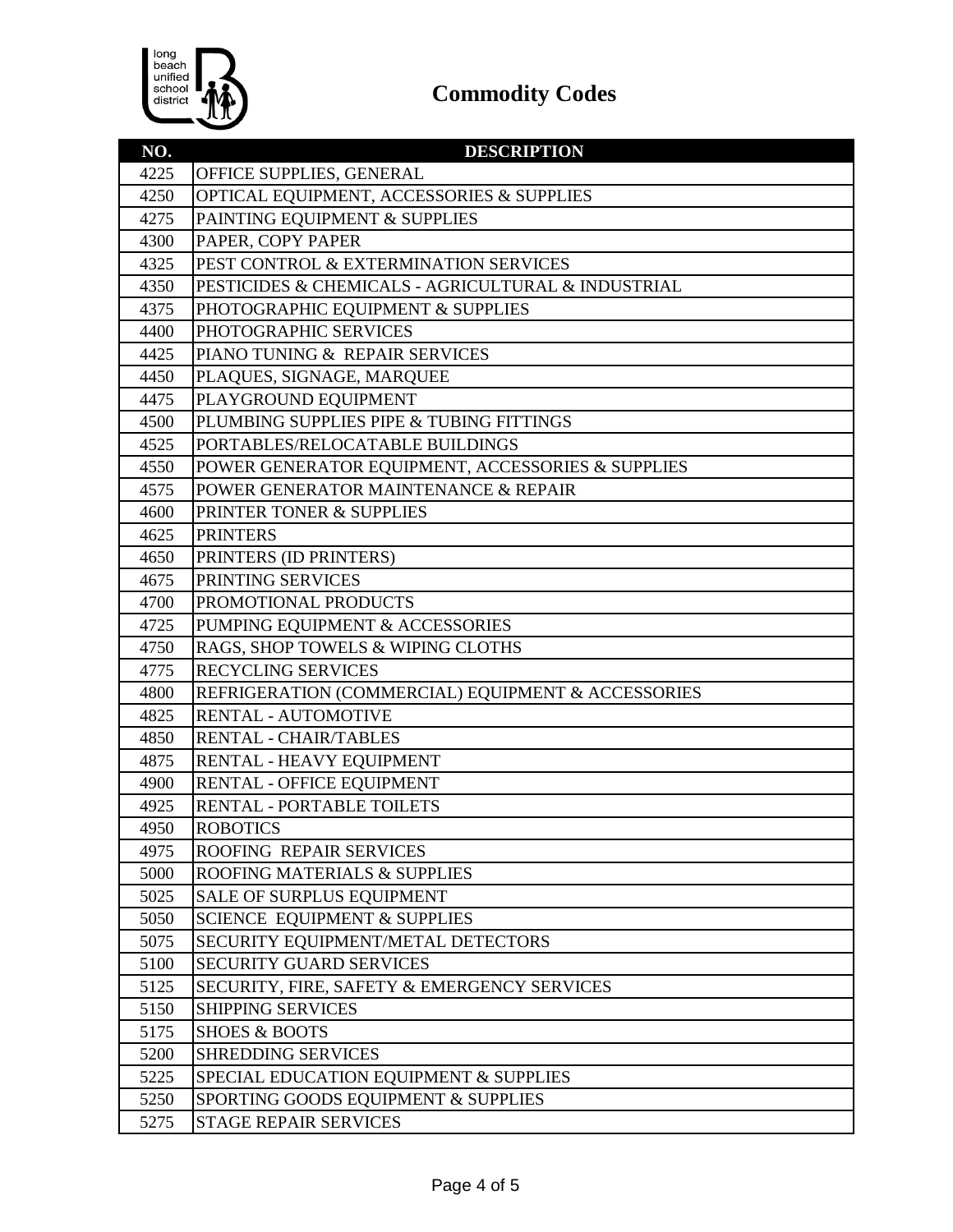# Commodity Codes

| NO. | DESCRIPTION |
|---|---|
| 4225 | OFFICE SUPPLIES, GENERAL |
| 4250 | OPTICAL EQUIPMENT, ACCESSORIES & SUPPLIES |
| 4275 | PAINTING EQUIPMENT & SUPPLIES |
| 4300 | PAPER, COPY PAPER |
| 4325 | PEST CONTROL & EXTERMINATION SERVICES |
| 4350 | PESTICIDES & CHEMICALS - AGRICULTURAL & INDUSTRIAL |
| 4375 | PHOTOGRAPHIC EQUIPMENT & SUPPLIES |
| 4400 | PHOTOGRAPHIC SERVICES |
| 4425 | PIANO TUNING & REPAIR SERVICES |
| 4450 | PLAQUES, SIGNAGE, MARQUEE |
| 4475 | PLAYGROUND EQUIPMENT |
| 4500 | PLUMBING SUPPLIES PIPE & TUBING FITTINGS |
| 4525 | PORTABLES/RELOCATABLE BUILDINGS |
| 4550 | POWER GENERATOR EQUIPMENT, ACCESSORIES & SUPPLIES |
| 4575 | POWER GENERATOR MAINTENANCE & REPAIR |
| 4600 | PRINTER TONER & SUPPLIES |
| 4625 | PRINTERS |
| 4650 | PRINTERS (ID PRINTERS) |
| 4675 | PRINTING SERVICES |
| 4700 | PROMOTIONAL PRODUCTS |
| 4725 | PUMPING EQUIPMENT & ACCESSORIES |
| 4750 | RAGS, SHOP TOWELS & WIPING CLOTHS |
| 4775 | RECYCLING SERVICES |
| 4800 | REFRIGERATION (COMMERCIAL) EQUIPMENT & ACCESSORIES |
| 4825 | RENTAL - AUTOMOTIVE |
| 4850 | RENTAL - CHAIR/TABLES |
| 4875 | RENTAL - HEAVY EQUIPMENT |
| 4900 | RENTAL - OFFICE EQUIPMENT |
| 4925 | RENTAL - PORTABLE TOILETS |
| 4950 | ROBOTICS |
| 4975 | ROOFING REPAIR SERVICES |
| 5000 | ROOFING MATERIALS & SUPPLIES |
| 5025 | SALE OF SURPLUS EQUIPMENT |
| 5050 | SCIENCE EQUIPMENT & SUPPLIES |
| 5075 | SECURITY EQUIPMENT/METAL DETECTORS |
| 5100 | SECURITY GUARD SERVICES |
| 5125 | SECURITY, FIRE, SAFETY & EMERGENCY SERVICES |
| 5150 | SHIPPING SERVICES |
| 5175 | SHOES & BOOTS |
| 5200 | SHREDDING SERVICES |
| 5225 | SPECIAL EDUCATION EQUIPMENT & SUPPLIES |
| 5250 | SPORTING GOODS EQUIPMENT & SUPPLIES |
| 5275 | STAGE REPAIR SERVICES |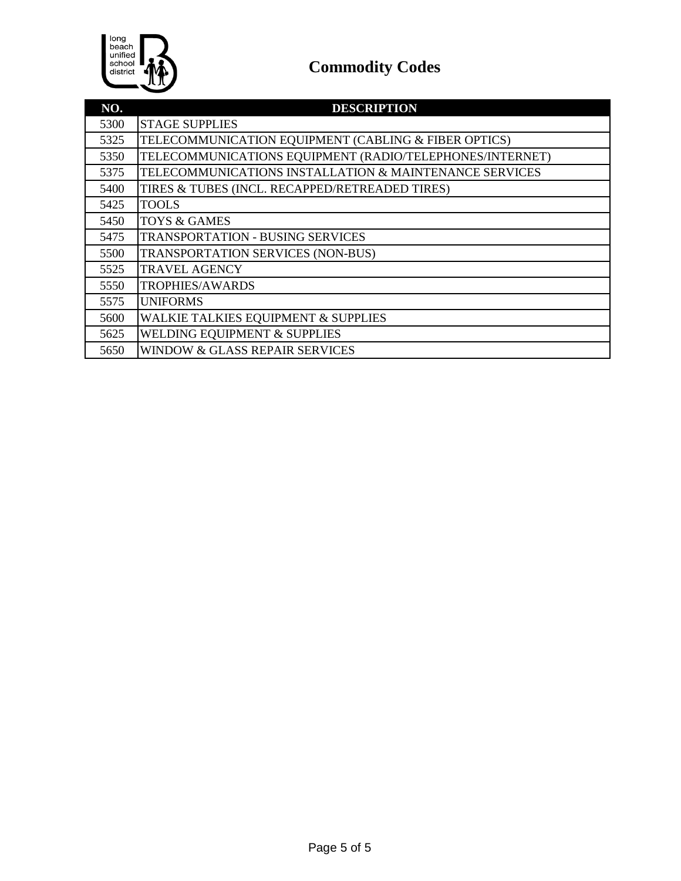# Commodity Codes

| NO. | DESCRIPTION |
|---|---|
| 5300 | STAGE SUPPLIES |
| 5325 | TELECOMMUNICATION EQUIPMENT (CABLING & FIBER OPTICS) |
| 5350 | TELECOMMUNICATIONS EQUIPMENT (RADIO/TELEPHONES/INTERNET) |
| 5375 | TELECOMMUNICATIONS INSTALLATION & MAINTENANCE SERVICES |
| 5400 | TIRES & TUBES (INCL. RECAPPED/RETREADED TIRES) |
| 5425 | TOOLS |
| 5450 | TOYS & GAMES |
| 5475 | TRANSPORTATION - BUSING SERVICES |
| 5500 | TRANSPORTATION SERVICES (NON-BUS) |
| 5525 | TRAVEL AGENCY |
| 5550 | TROPHIES/AWARDS |
| 5575 | UNIFORMS |
| 5600 | WALKIE TALKIES EQUIPMENT & SUPPLIES |
| 5625 | WELDING EQUIPMENT & SUPPLIES |
| 5650 | WINDOW & GLASS REPAIR SERVICES |